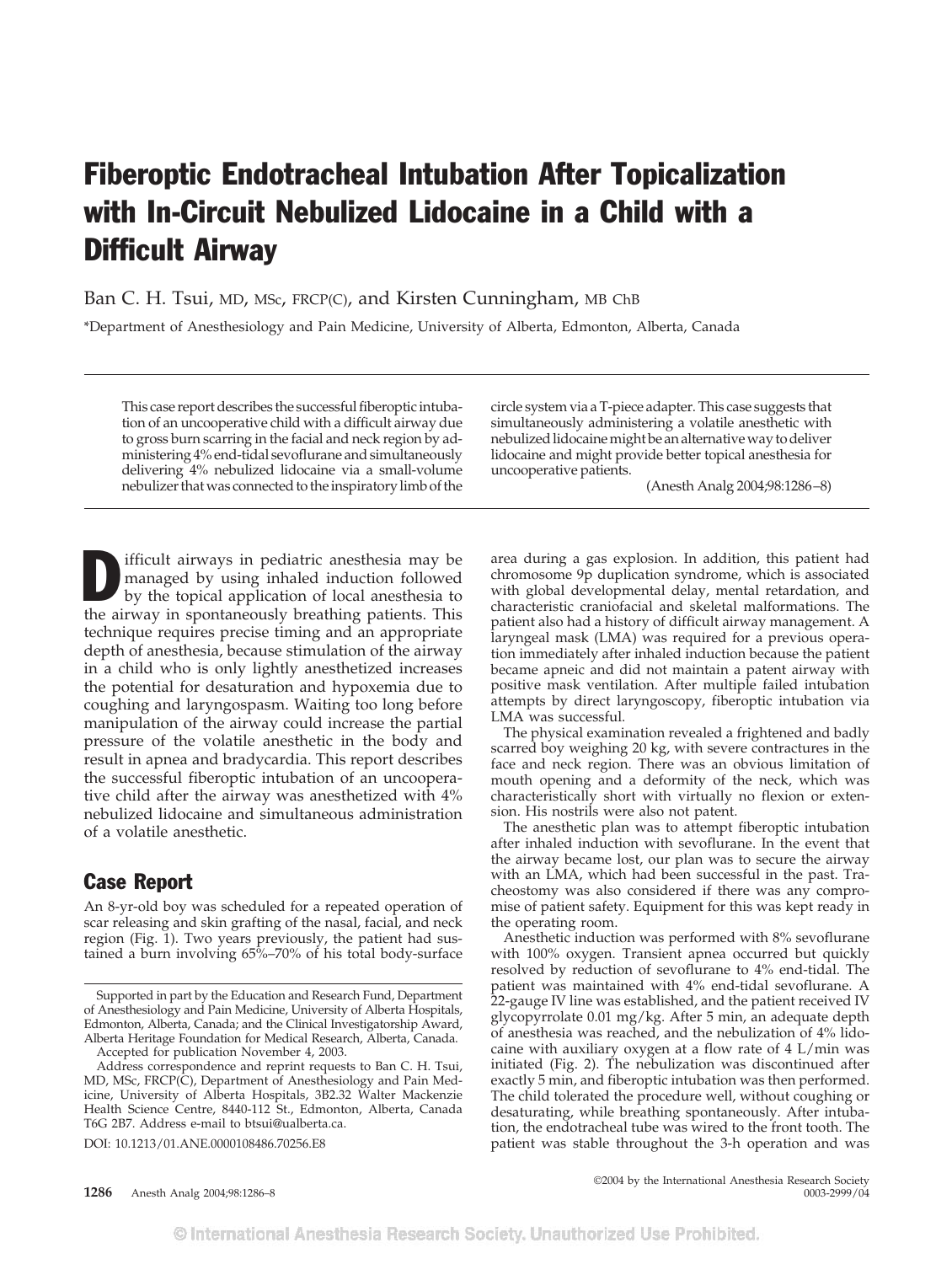# Fiberoptic Endotracheal Intubation After Topicalization with In-Circuit Nebulized Lidocaine in a Child with a Difficult Airway

Ban C. H. Tsui, MD, MSc, FRCP(C), and Kirsten Cunningham, MB ChB

*Department of Anesthesiology and Pain Medicine, University of Alberta, Edmonton, Alberta, Canada

This case report describes the successful fiberoptic intubation of an uncooperative child with a difficult airway due to gross burn scarring in the facial and neck region by administering 4% end-tidal sevoflurane and simultaneously delivering 4% nebulized lidocaine via a small-volume nebulizer that was connected to the inspiratory limb of the circle system via a T-piece adapter. This case suggests that simultaneously administering a volatile anesthetic with nebulized lidocaine might be an alternative way to deliver lidocaine and might provide better topical anesthesia for uncooperative patients.

(Anesth Analg 2004;98:1286–8)

Difficult airways in pediatric anesthesia may be managed by using inhaled induction followed by the topical application of local anesthesia to the airway in spontaneously breathing patients. This technique requires precise timing and an appropriate depth of anesthesia, because stimulation of the airway in a child who is only lightly anesthetized increases the potential for desaturation and hypoxemia due to coughing and laryngospasm. Waiting too long before manipulation of the airway could increase the partial pressure of the volatile anesthetic in the body and result in apnea and bradycardia. This report describes the successful fiberoptic intubation of an uncooperative child after the airway was anesthetized with 4% nebulized lidocaine and simultaneous administration of a volatile anesthetic.

## Case Report

An 8-yr-old boy was scheduled for a repeated operation of scar releasing and skin grafting of the nasal, facial, and neck region (Fig. 1). Two years previously, the patient had sustained a burn involving 65%–70% of his total body-surface area during a gas explosion. In addition, this patient had chromosome 9p duplication syndrome, which is associated with global developmental delay, mental retardation, and characteristic craniofacial and skeletal malformations. The patient also had a history of difficult airway management. A laryngeal mask (LMA) was required for a previous operation immediately after inhaled induction because the patient became apneic and did not maintain a patent airway with positive mask ventilation. After multiple failed intubation attempts by direct laryngoscopy, fiberoptic intubation via LMA was successful.

The physical examination revealed a frightened and badly scarred boy weighing 20 kg, with severe contractures in the face and neck region. There was an obvious limitation of mouth opening and a deformity of the neck, which was characteristically short with virtually no flexion or extension. His nostrils were also not patent.

The anesthetic plan was to attempt fiberoptic intubation after inhaled induction with sevoflurane. In the event that the airway became lost, our plan was to secure the airway with an LMA, which had been successful in the past. Tracheostomy was also considered if there was any compromise of patient safety. Equipment for this was kept ready in the operating room.

Anesthetic induction was performed with 8% sevoflurane with 100% oxygen. Transient apnea occurred but quickly resolved by reduction of sevoflurane to 4% end-tidal. The patient was maintained with 4% end-tidal sevoflurane. A 22-gauge IV line was established, and the patient received IV glycopyrrolate 0.01 mg/kg. After 5 min, an adequate depth of anesthesia was reached, and the nebulization of 4% lidocaine with auxiliary oxygen at a flow rate of 4 L/min was initiated (Fig. 2). The nebulization was discontinued after exactly 5 min, and fiberoptic intubation was then performed. The child tolerated the procedure well, without coughing or desaturating, while breathing spontaneously. After intubation, the endotracheal tube was wired to the front tooth. The patient was stable throughout the 3-h operation and was

Supported in part by the Education and Research Fund, Department of Anesthesiology and Pain Medicine, University of Alberta Hospitals, Edmonton, Alberta, Canada; and the Clinical Investigatorship Award, Alberta Heritage Foundation for Medical Research, Alberta, Canada.

Accepted for publication November 4, 2003.

Address correspondence and reprint requests to Ban C. H. Tsui, MD, MSc, FRCP(C), Department of Anesthesiology and Pain Medicine, University of Alberta Hospitals, 3B2.32 Walter Mackenzie Health Science Centre, 8440-112 St., Edmonton, Alberta, Canada T6G 2B7. Address e-mail to btsui@ualberta.ca.

DOI: 10.1213/01.ANE.0000108486.70256.E8

©2004 by the International Anesthesia Research Society
0003-2999/04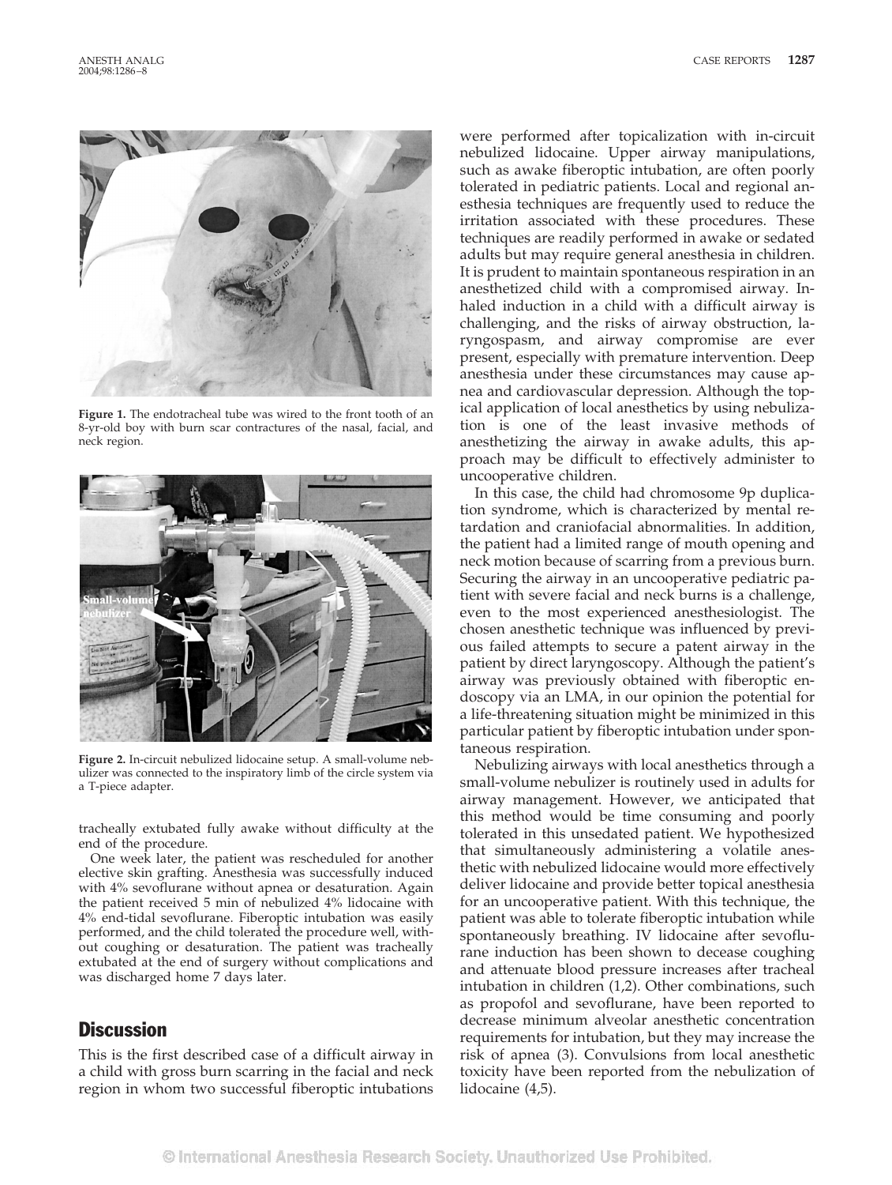Figure 1. The endotracheal tube was wired to the front tooth of an 8-yr-old boy with burn scar contractures of the nasal, facial, and neck region.

Figure 2. In-circuit nebulized lidocaine setup. A small-volume nebulizer was connected to the inspiratory limb of the circle system via a T-piece adapter.

tracheally extubated fully awake without difficulty at the end of the procedure.

One week later, the patient was rescheduled for another elective skin grafting. Anesthesia was successfully induced with 4% sevoflurane without apnea or desaturation. Again the patient received 5 min of nebulized 4% lidocaine with 4% end-tidal sevoflurane. Fiberoptic intubation was easily performed, and the child tolerated the procedure well, without coughing or desaturation. The patient was tracheally extubated at the end of surgery without complications and was discharged home 7 days later.

## Discussion

This is the first described case of a difficult airway in a child with gross burn scarring in the facial and neck region in whom two successful fiberoptic intubations were performed after topicalization with in-circuit nebulized lidocaine. Upper airway manipulations, such as awake fiberoptic intubation, are often poorly tolerated in pediatric patients. Local and regional anesthesia techniques are frequently used to reduce the irritation associated with these procedures. These techniques are readily performed in awake or sedated adults but may require general anesthesia in children. It is prudent to maintain spontaneous respiration in an anesthetized child with a compromised airway. Inhaled induction in a child with a difficult airway is challenging, and the risks of airway obstruction, laryngospasm, and airway compromise are ever present, especially with premature intervention. Deep anesthesia under these circumstances may cause apnea and cardiovascular depression. Although the topical application of local anesthetics by using nebulization is one of the least invasive methods of anesthetizing the airway in awake adults, this approach may be difficult to effectively administer to uncooperative children.

In this case, the child had chromosome 9p duplication syndrome, which is characterized by mental retardation and craniofacial abnormalities. In addition, the patient had a limited range of mouth opening and neck motion because of scarring from a previous burn. Securing the airway in an uncooperative pediatric patient with severe facial and neck burns is a challenge, even to the most experienced anesthesiologist. The chosen anesthetic technique was influenced by previous failed attempts to secure a patent airway in the patient by direct laryngoscopy. Although the patient's airway was previously obtained with fiberoptic endoscopy via an LMA, in our opinion the potential for a life-threatening situation might be minimized in this particular patient by fiberoptic intubation under spontaneous respiration.

Nebulizing airways with local anesthetics through a small-volume nebulizer is routinely used in adults for airway management. However, we anticipated that this method would be time consuming and poorly tolerated in this unsedated patient. We hypothesized that simultaneously administering a volatile anesthetic with nebulized lidocaine would more effectively deliver lidocaine and provide better topical anesthesia for an uncooperative patient. With this technique, the patient was able to tolerate fiberoptic intubation while spontaneously breathing. IV lidocaine after sevoflurane induction has been shown to decease coughing and attenuate blood pressure increases after tracheal intubation in children (1,2). Other combinations, such as propofol and sevoflurane, have been reported to decrease minimum alveolar anesthetic concentration requirements for intubation, but they may increase the risk of apnea (3). Convulsions from local anesthetic toxicity have been reported from the nebulization of lidocaine (4,5).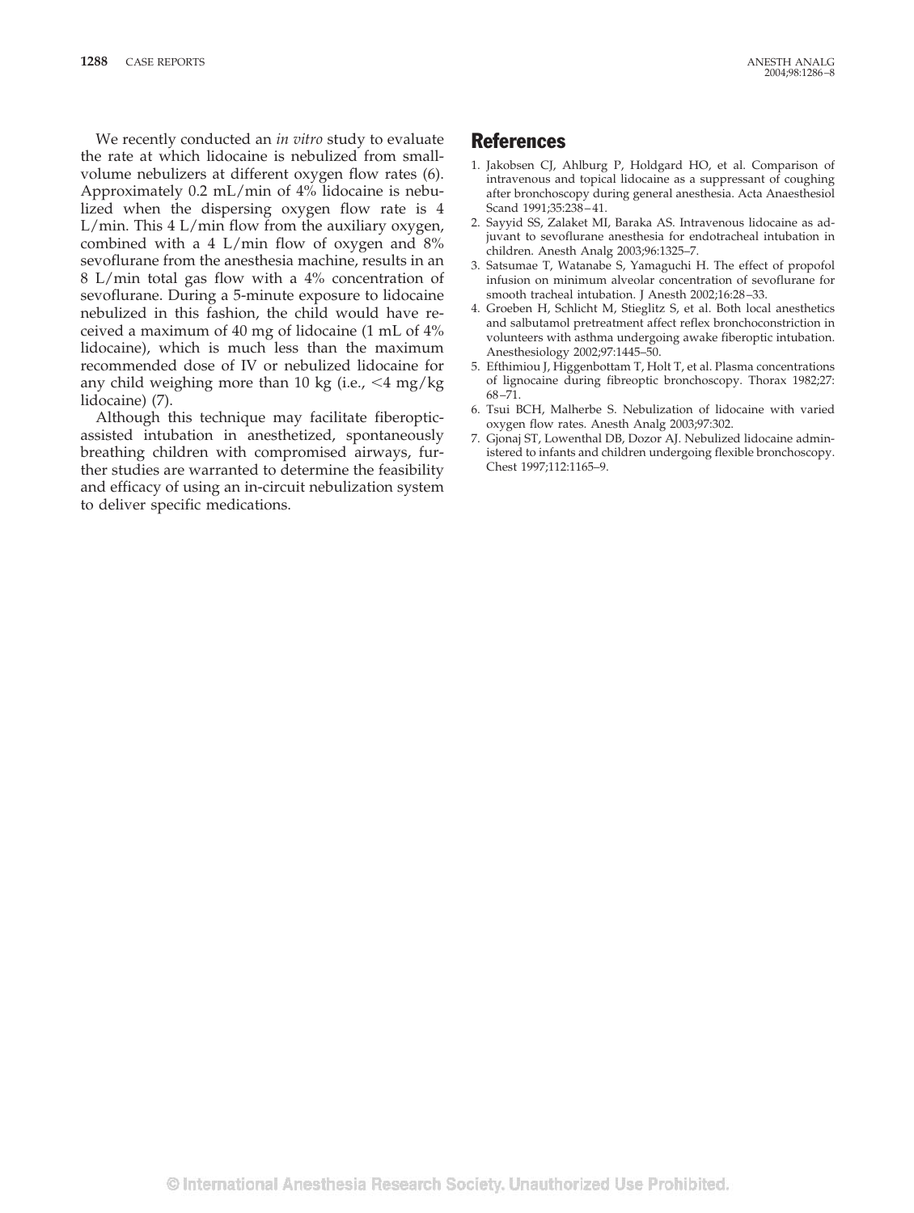We recently conducted an *in vitro* study to evaluate the rate at which lidocaine is nebulized from small-volume nebulizers at different oxygen flow rates (6). Approximately 0.2 mL/min of 4% lidocaine is nebulized when the dispersing oxygen flow rate is 4 L/min. This 4 L/min flow from the auxiliary oxygen, combined with a 4 L/min flow of oxygen and 8% sevoflurane from the anesthesia machine, results in an 8 L/min total gas flow with a 4% concentration of sevoflurane. During a 5-minute exposure to lidocaine nebulized in this fashion, the child would have received a maximum of 40 mg of lidocaine (1 mL of 4% lidocaine), which is much less than the maximum recommended dose of IV or nebulized lidocaine for any child weighing more than 10 kg (i.e., <4 mg/kg lidocaine) (7).

Although this technique may facilitate fiberoptic-assisted intubation in anesthetized, spontaneously breathing children with compromised airways, further studies are warranted to determine the feasibility and efficacy of using an in-circuit nebulization system to deliver specific medications.

## References

1. Jakobsen CJ, Ahlburg P, Holdgard HO, et al. Comparison of intravenous and topical lidocaine as a suppressant of coughing after bronchoscopy during general anesthesia. Acta Anaesthesiol Scand 1991;35:238–41.
2. Sayyid SS, Zalaket MI, Baraka AS. Intravenous lidocaine as adjuvant to sevoflurane anesthesia for endotracheal intubation in children. Anesth Analg 2003;96:1325–7.
3. Satsumae T, Watanabe S, Yamaguchi H. The effect of propofol infusion on minimum alveolar concentration of sevoflurane for smooth tracheal intubation. J Anesth 2002;16:28–33.
4. Groeben H, Schlicht M, Stieglitz S, et al. Both local anesthetics and salbutamol pretreatment affect reflex bronchoconstriction in volunteers with asthma undergoing awake fiberoptic intubation. Anesthesiology 2002;97:1445–50.
5. Efthimiou J, Higgenbottam T, Holt T, et al. Plasma concentrations of lignocaine during fibreoptic bronchoscopy. Thorax 1982;27:68–71.
6. Tsui BCH, Malherbe S. Nebulization of lidocaine with varied oxygen flow rates. Anesth Analg 2003;97:302.
7. Gjonaj ST, Lowenthal DB, Dozor AJ. Nebulized lidocaine administered to infants and children undergoing flexible bronchoscopy. Chest 1997;112:1165–9.